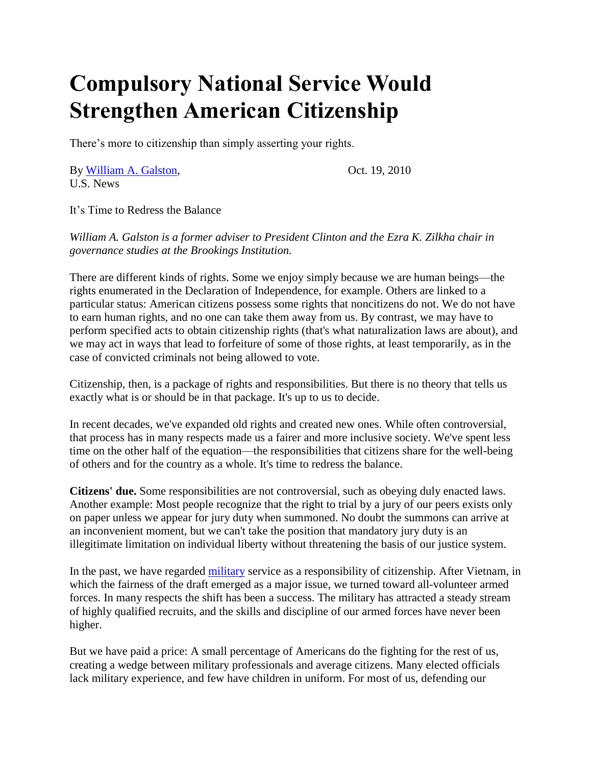# Compulsory National Service Would Strengthen American Citizenship

There's more to citizenship than simply asserting your rights.

By William A. Galston, Oct. 19, 2010
U.S. News

It's Time to Redress the Balance

*William A. Galston is a former adviser to President Clinton and the Ezra K. Zilkha chair in governance studies at the Brookings Institution.*

There are different kinds of rights. Some we enjoy simply because we are human beings—the rights enumerated in the Declaration of Independence, for example. Others are linked to a particular status: American citizens possess some rights that noncitizens do not. We do not have to earn human rights, and no one can take them away from us. By contrast, we may have to perform specified acts to obtain citizenship rights (that's what naturalization laws are about), and we may act in ways that lead to forfeiture of some of those rights, at least temporarily, as in the case of convicted criminals not being allowed to vote.

Citizenship, then, is a package of rights and responsibilities. But there is no theory that tells us exactly what is or should be in that package. It's up to us to decide.

In recent decades, we've expanded old rights and created new ones. While often controversial, that process has in many respects made us a fairer and more inclusive society. We've spent less time on the other half of the equation—the responsibilities that citizens share for the well-being of others and for the country as a whole. It's time to redress the balance.

**Citizens' due.** Some responsibilities are not controversial, such as obeying duly enacted laws. Another example: Most people recognize that the right to trial by a jury of our peers exists only on paper unless we appear for jury duty when summoned. No doubt the summons can arrive at an inconvenient moment, but we can't take the position that mandatory jury duty is an illegitimate limitation on individual liberty without threatening the basis of our justice system.

In the past, we have regarded military service as a responsibility of citizenship. After Vietnam, in which the fairness of the draft emerged as a major issue, we turned toward all-volunteer armed forces. In many respects the shift has been a success. The military has attracted a steady stream of highly qualified recruits, and the skills and discipline of our armed forces have never been higher.

But we have paid a price: A small percentage of Americans do the fighting for the rest of us, creating a wedge between military professionals and average citizens. Many elected officials lack military experience, and few have children in uniform. For most of us, defending our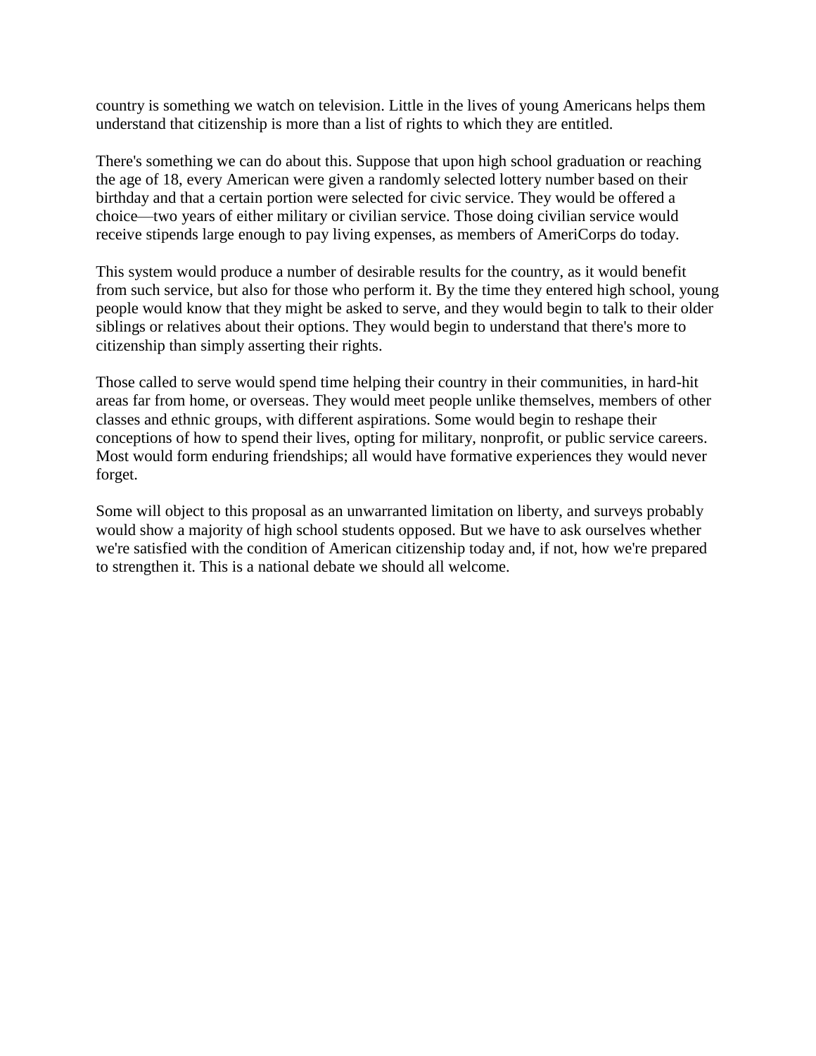country is something we watch on television. Little in the lives of young Americans helps them understand that citizenship is more than a list of rights to which they are entitled.

There's something we can do about this. Suppose that upon high school graduation or reaching the age of 18, every American were given a randomly selected lottery number based on their birthday and that a certain portion were selected for civic service. They would be offered a choice—two years of either military or civilian service. Those doing civilian service would receive stipends large enough to pay living expenses, as members of AmeriCorps do today.

This system would produce a number of desirable results for the country, as it would benefit from such service, but also for those who perform it. By the time they entered high school, young people would know that they might be asked to serve, and they would begin to talk to their older siblings or relatives about their options. They would begin to understand that there's more to citizenship than simply asserting their rights.

Those called to serve would spend time helping their country in their communities, in hard-hit areas far from home, or overseas. They would meet people unlike themselves, members of other classes and ethnic groups, with different aspirations. Some would begin to reshape their conceptions of how to spend their lives, opting for military, nonprofit, or public service careers. Most would form enduring friendships; all would have formative experiences they would never forget.

Some will object to this proposal as an unwarranted limitation on liberty, and surveys probably would show a majority of high school students opposed. But we have to ask ourselves whether we're satisfied with the condition of American citizenship today and, if not, how we're prepared to strengthen it. This is a national debate we should all welcome.